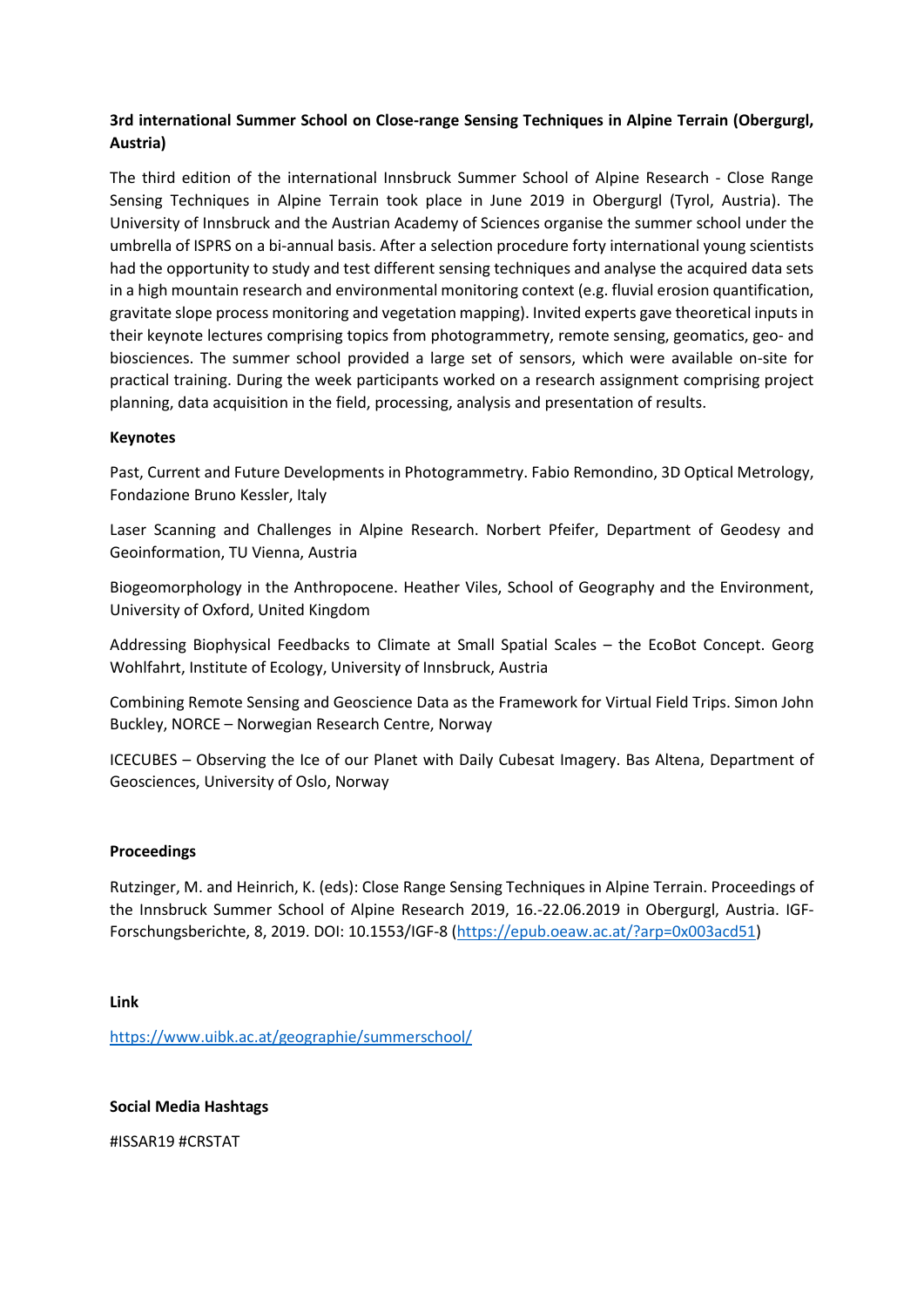**3rd international Summer School on Close-range Sensing Techniques in Alpine Terrain (Obergurgl, Austria)**

The third edition of the international Innsbruck Summer School of Alpine Research - Close Range Sensing Techniques in Alpine Terrain took place in June 2019 in Obergurgl (Tyrol, Austria). The University of Innsbruck and the Austrian Academy of Sciences organise the summer school under the umbrella of ISPRS on a bi-annual basis. After a selection procedure forty international young scientists had the opportunity to study and test different sensing techniques and analyse the acquired data sets in a high mountain research and environmental monitoring context (e.g. fluvial erosion quantification, gravitate slope process monitoring and vegetation mapping). Invited experts gave theoretical inputs in their keynote lectures comprising topics from photogrammetry, remote sensing, geomatics, geo- and biosciences. The summer school provided a large set of sensors, which were available on-site for practical training. During the week participants worked on a research assignment comprising project planning, data acquisition in the field, processing, analysis and presentation of results.

**Keynotes**

Past, Current and Future Developments in Photogrammetry. Fabio Remondino, 3D Optical Metrology, Fondazione Bruno Kessler, Italy

Laser Scanning and Challenges in Alpine Research. Norbert Pfeifer, Department of Geodesy and Geoinformation, TU Vienna, Austria

Biogeomorphology in the Anthropocene. Heather Viles, School of Geography and the Environment, University of Oxford, United Kingdom

Addressing Biophysical Feedbacks to Climate at Small Spatial Scales – the EcoBot Concept. Georg Wohlfahrt, Institute of Ecology, University of Innsbruck, Austria

Combining Remote Sensing and Geoscience Data as the Framework for Virtual Field Trips. Simon John Buckley, NORCE – Norwegian Research Centre, Norway

ICECUBES – Observing the Ice of our Planet with Daily Cubesat Imagery. Bas Altena, Department of Geosciences, University of Oslo, Norway

**Proceedings**

Rutzinger, M. and Heinrich, K. (eds): Close Range Sensing Techniques in Alpine Terrain. Proceedings of the Innsbruck Summer School of Alpine Research 2019, 16.-22.06.2019 in Obergurgl, Austria. IGF-Forschungsberichte, 8, 2019. DOI: 10.1553/IGF-8 (https://epub.oeaw.ac.at/?arp=0x003acd51)

**Link**

https://www.uibk.ac.at/geographie/summerschool/

**Social Media Hashtags**

#ISSAR19 #CRSTAT